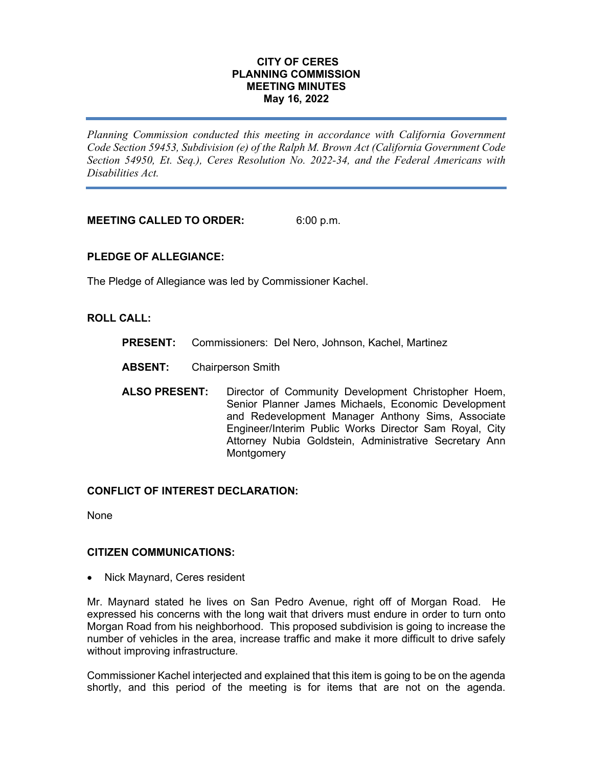# CITY OF CERES
## PLANNING COMMISSION
## MEETING MINUTES
## May 16, 2022

---

*Planning Commission conducted this meeting in accordance with California Government Code Section 59453, Subdivision (e) of the Ralph M. Brown Act (California Government Code Section 54950, Et. Seq.), Ceres Resolution No. 2022-34, and the Federal Americans with Disabilities Act.*

---

**MEETING CALLED TO ORDER:** 6:00 p.m.

**PLEDGE OF ALLEGIANCE:**

The Pledge of Allegiance was led by Commissioner Kachel.

**ROLL CALL:**

**PRESENT:** Commissioners: Del Nero, Johnson, Kachel, Martinez

**ABSENT:** Chairperson Smith

**ALSO PRESENT:** Director of Community Development Christopher Hoem, Senior Planner James Michaels, Economic Development and Redevelopment Manager Anthony Sims, Associate Engineer/Interim Public Works Director Sam Royal, City Attorney Nubia Goldstein, Administrative Secretary Ann Montgomery

**CONFLICT OF INTEREST DECLARATION:**

None

**CITIZEN COMMUNICATIONS:**

- Nick Maynard, Ceres resident

Mr. Maynard stated he lives on San Pedro Avenue, right off of Morgan Road. He expressed his concerns with the long wait that drivers must endure in order to turn onto Morgan Road from his neighborhood. This proposed subdivision is going to increase the number of vehicles in the area, increase traffic and make it more difficult to drive safely without improving infrastructure.

Commissioner Kachel interjected and explained that this item is going to be on the agenda shortly, and this period of the meeting is for items that are not on the agenda.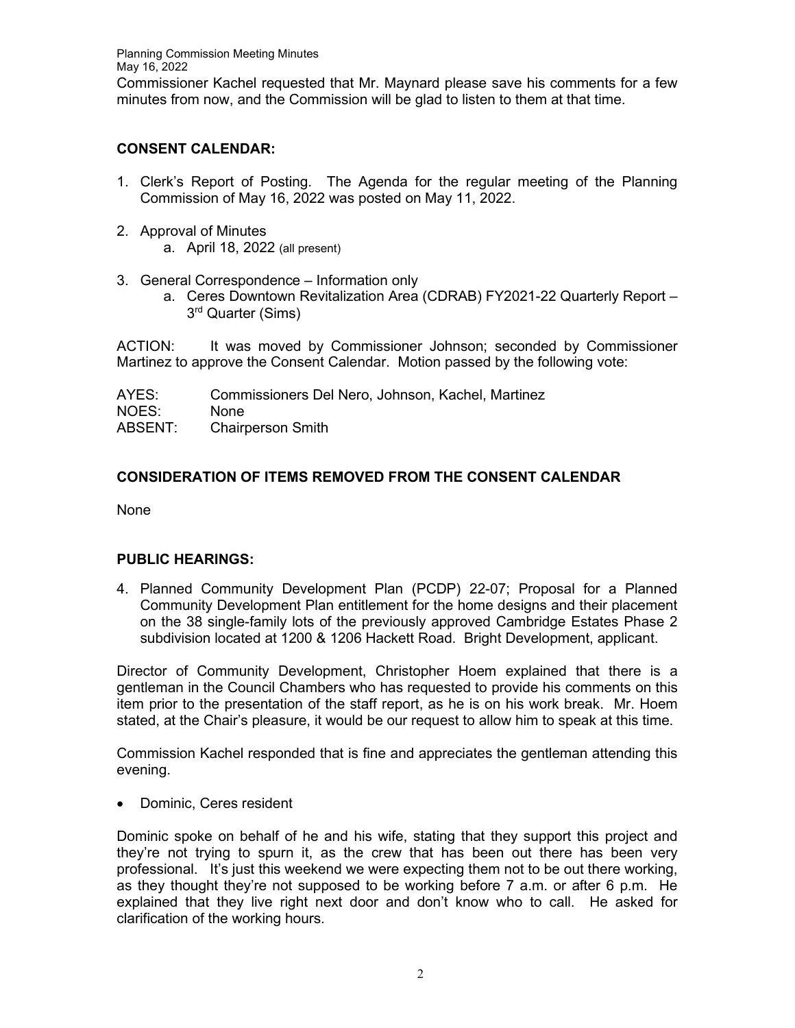Commissioner Kachel requested that Mr. Maynard please save his comments for a few minutes from now, and the Commission will be glad to listen to them at that time.

## CONSENT CALENDAR:

1. Clerk's Report of Posting. The Agenda for the regular meeting of the Planning Commission of May 16, 2022 was posted on May 11, 2022.

2. Approval of Minutes
   a. April 18, 2022 (all present)

3. General Correspondence – Information only
   a. Ceres Downtown Revitalization Area (CDRAB) FY2021-22 Quarterly Report – 3rd Quarter (Sims)

ACTION: It was moved by Commissioner Johnson; seconded by Commissioner Martinez to approve the Consent Calendar. Motion passed by the following vote:

AYES: Commissioners Del Nero, Johnson, Kachel, Martinez
NOES: None
ABSENT: Chairperson Smith

## CONSIDERATION OF ITEMS REMOVED FROM THE CONSENT CALENDAR

None

## PUBLIC HEARINGS:

4. Planned Community Development Plan (PCDP) 22-07; Proposal for a Planned Community Development Plan entitlement for the home designs and their placement on the 38 single-family lots of the previously approved Cambridge Estates Phase 2 subdivision located at 1200 & 1206 Hackett Road. Bright Development, applicant.

Director of Community Development, Christopher Hoem explained that there is a gentleman in the Council Chambers who has requested to provide his comments on this item prior to the presentation of the staff report, as he is on his work break. Mr. Hoem stated, at the Chair's pleasure, it would be our request to allow him to speak at this time.

Commission Kachel responded that is fine and appreciates the gentleman attending this evening.

- Dominic, Ceres resident

Dominic spoke on behalf of he and his wife, stating that they support this project and they're not trying to spurn it, as the crew that has been out there has been very professional. It's just this weekend we were expecting them not to be out there working, as they thought they're not supposed to be working before 7 a.m. or after 6 p.m. He explained that they live right next door and don't know who to call. He asked for clarification of the working hours.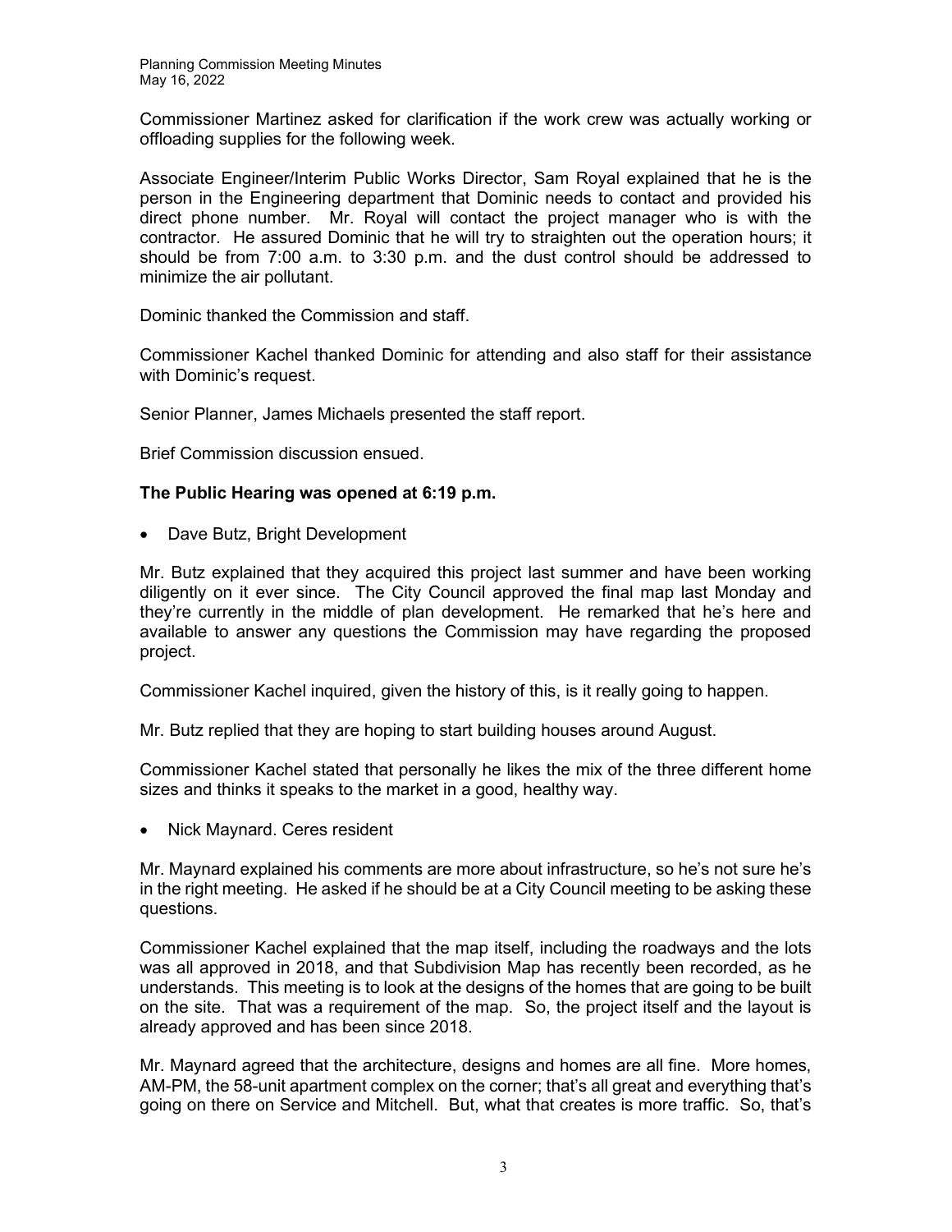Commissioner Martinez asked for clarification if the work crew was actually working or offloading supplies for the following week.

Associate Engineer/Interim Public Works Director, Sam Royal explained that he is the person in the Engineering department that Dominic needs to contact and provided his direct phone number. Mr. Royal will contact the project manager who is with the contractor. He assured Dominic that he will try to straighten out the operation hours; it should be from 7:00 a.m. to 3:30 p.m. and the dust control should be addressed to minimize the air pollutant.

Dominic thanked the Commission and staff.

Commissioner Kachel thanked Dominic for attending and also staff for their assistance with Dominic's request.

Senior Planner, James Michaels presented the staff report.

Brief Commission discussion ensued.

**The Public Hearing was opened at 6:19 p.m.**

- Dave Butz, Bright Development

Mr. Butz explained that they acquired this project last summer and have been working diligently on it ever since. The City Council approved the final map last Monday and they're currently in the middle of plan development. He remarked that he's here and available to answer any questions the Commission may have regarding the proposed project.

Commissioner Kachel inquired, given the history of this, is it really going to happen.

Mr. Butz replied that they are hoping to start building houses around August.

Commissioner Kachel stated that personally he likes the mix of the three different home sizes and thinks it speaks to the market in a good, healthy way.

- Nick Maynard. Ceres resident

Mr. Maynard explained his comments are more about infrastructure, so he's not sure he's in the right meeting. He asked if he should be at a City Council meeting to be asking these questions.

Commissioner Kachel explained that the map itself, including the roadways and the lots was all approved in 2018, and that Subdivision Map has recently been recorded, as he understands. This meeting is to look at the designs of the homes that are going to be built on the site. That was a requirement of the map. So, the project itself and the layout is already approved and has been since 2018.

Mr. Maynard agreed that the architecture, designs and homes are all fine. More homes, AM-PM, the 58-unit apartment complex on the corner; that's all great and everything that's going on there on Service and Mitchell. But, what that creates is more traffic. So, that's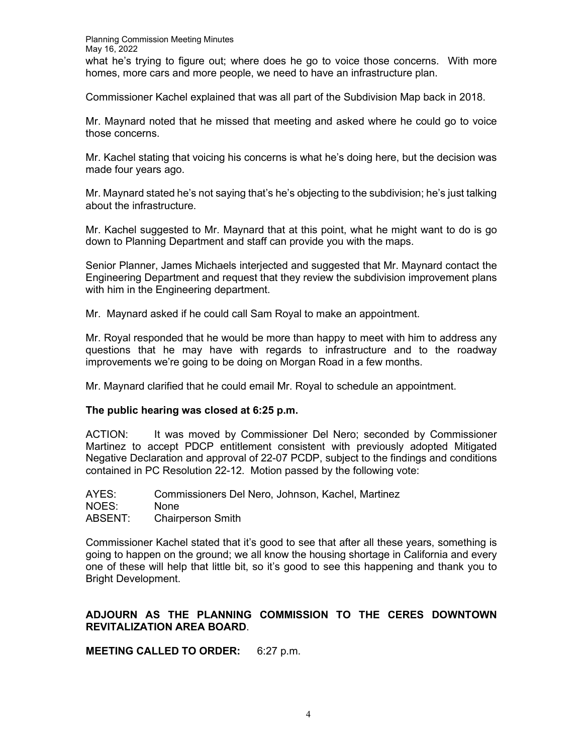what he's trying to figure out; where does he go to voice those concerns. With more homes, more cars and more people, we need to have an infrastructure plan.

Commissioner Kachel explained that was all part of the Subdivision Map back in 2018.

Mr. Maynard noted that he missed that meeting and asked where he could go to voice those concerns.

Mr. Kachel stating that voicing his concerns is what he's doing here, but the decision was made four years ago.

Mr. Maynard stated he's not saying that's he's objecting to the subdivision; he's just talking about the infrastructure.

Mr. Kachel suggested to Mr. Maynard that at this point, what he might want to do is go down to Planning Department and staff can provide you with the maps.

Senior Planner, James Michaels interjected and suggested that Mr. Maynard contact the Engineering Department and request that they review the subdivision improvement plans with him in the Engineering department.

Mr. Maynard asked if he could call Sam Royal to make an appointment.

Mr. Royal responded that he would be more than happy to meet with him to address any questions that he may have with regards to infrastructure and to the roadway improvements we're going to be doing on Morgan Road in a few months.

Mr. Maynard clarified that he could email Mr. Royal to schedule an appointment.

**The public hearing was closed at 6:25 p.m.**

ACTION: It was moved by Commissioner Del Nero; seconded by Commissioner Martinez to accept PDCP entitlement consistent with previously adopted Mitigated Negative Declaration and approval of 22-07 PCDP, subject to the findings and conditions contained in PC Resolution 22-12. Motion passed by the following vote:

AYES: Commissioners Del Nero, Johnson, Kachel, Martinez
NOES: None
ABSENT: Chairperson Smith

Commissioner Kachel stated that it's good to see that after all these years, something is going to happen on the ground; we all know the housing shortage in California and every one of these will help that little bit, so it's good to see this happening and thank you to Bright Development.

**ADJOURN AS THE PLANNING COMMISSION TO THE CERES DOWNTOWN REVITALIZATION AREA BOARD**.

**MEETING CALLED TO ORDER:** 6:27 p.m.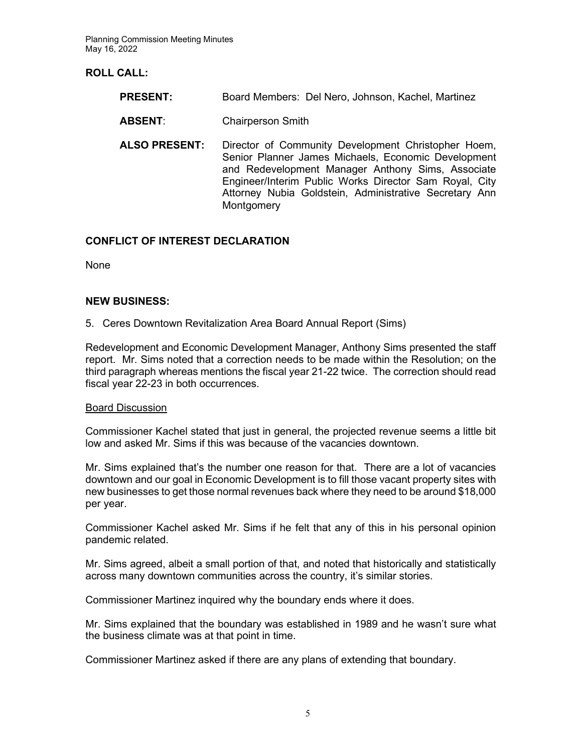**ROLL CALL:**

**PRESENT:** Board Members: Del Nero, Johnson, Kachel, Martinez

**ABSENT**: Chairperson Smith

**ALSO PRESENT:** Director of Community Development Christopher Hoem, Senior Planner James Michaels, Economic Development and Redevelopment Manager Anthony Sims, Associate Engineer/Interim Public Works Director Sam Royal, City Attorney Nubia Goldstein, Administrative Secretary Ann Montgomery

## CONFLICT OF INTEREST DECLARATION

None

## NEW BUSINESS:

5. Ceres Downtown Revitalization Area Board Annual Report (Sims)

Redevelopment and Economic Development Manager, Anthony Sims presented the staff report. Mr. Sims noted that a correction needs to be made within the Resolution; on the third paragraph whereas mentions the fiscal year 21-22 twice. The correction should read fiscal year 22-23 in both occurrences.

Board Discussion

Commissioner Kachel stated that just in general, the projected revenue seems a little bit low and asked Mr. Sims if this was because of the vacancies downtown.

Mr. Sims explained that's the number one reason for that. There are a lot of vacancies downtown and our goal in Economic Development is to fill those vacant property sites with new businesses to get those normal revenues back where they need to be around $18,000 per year.

Commissioner Kachel asked Mr. Sims if he felt that any of this in his personal opinion pandemic related.

Mr. Sims agreed, albeit a small portion of that, and noted that historically and statistically across many downtown communities across the country, it's similar stories.

Commissioner Martinez inquired why the boundary ends where it does.

Mr. Sims explained that the boundary was established in 1989 and he wasn't sure what the business climate was at that point in time.

Commissioner Martinez asked if there are any plans of extending that boundary.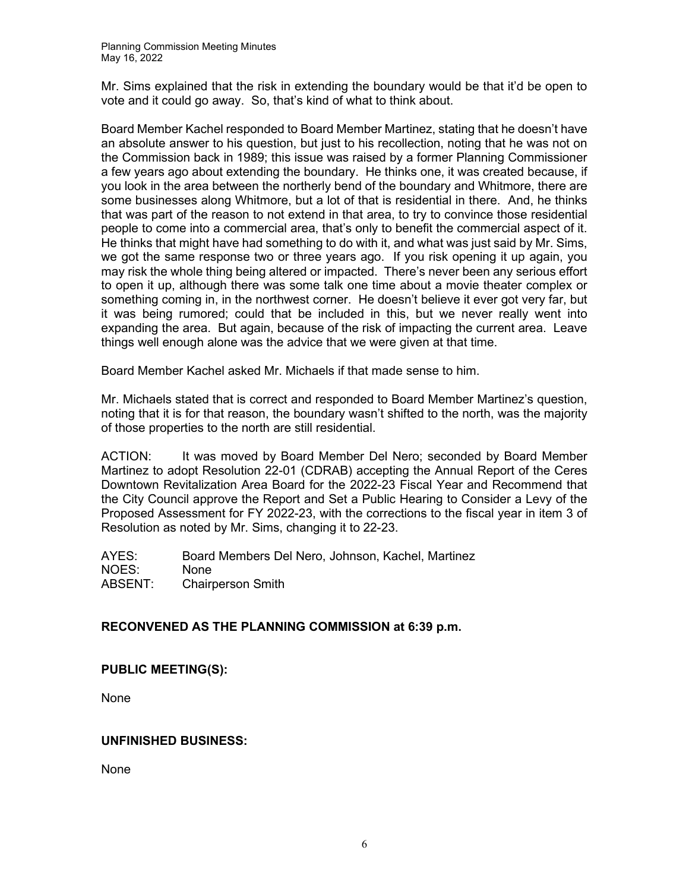Mr. Sims explained that the risk in extending the boundary would be that it'd be open to vote and it could go away. So, that's kind of what to think about.

Board Member Kachel responded to Board Member Martinez, stating that he doesn't have an absolute answer to his question, but just to his recollection, noting that he was not on the Commission back in 1989; this issue was raised by a former Planning Commissioner a few years ago about extending the boundary. He thinks one, it was created because, if you look in the area between the northerly bend of the boundary and Whitmore, there are some businesses along Whitmore, but a lot of that is residential in there. And, he thinks that was part of the reason to not extend in that area, to try to convince those residential people to come into a commercial area, that's only to benefit the commercial aspect of it. He thinks that might have had something to do with it, and what was just said by Mr. Sims, we got the same response two or three years ago. If you risk opening it up again, you may risk the whole thing being altered or impacted. There's never been any serious effort to open it up, although there was some talk one time about a movie theater complex or something coming in, in the northwest corner. He doesn't believe it ever got very far, but it was being rumored; could that be included in this, but we never really went into expanding the area. But again, because of the risk of impacting the current area. Leave things well enough alone was the advice that we were given at that time.

Board Member Kachel asked Mr. Michaels if that made sense to him.

Mr. Michaels stated that is correct and responded to Board Member Martinez's question, noting that it is for that reason, the boundary wasn't shifted to the north, was the majority of those properties to the north are still residential.

ACTION: It was moved by Board Member Del Nero; seconded by Board Member Martinez to adopt Resolution 22-01 (CDRAB) accepting the Annual Report of the Ceres Downtown Revitalization Area Board for the 2022-23 Fiscal Year and Recommend that the City Council approve the Report and Set a Public Hearing to Consider a Levy of the Proposed Assessment for FY 2022-23, with the corrections to the fiscal year in item 3 of Resolution as noted by Mr. Sims, changing it to 22-23.

AYES: Board Members Del Nero, Johnson, Kachel, Martinez
NOES: None
ABSENT: Chairperson Smith

**RECONVENED AS THE PLANNING COMMISSION at 6:39 p.m.**

**PUBLIC MEETING(S):**

None

**UNFINISHED BUSINESS:**

None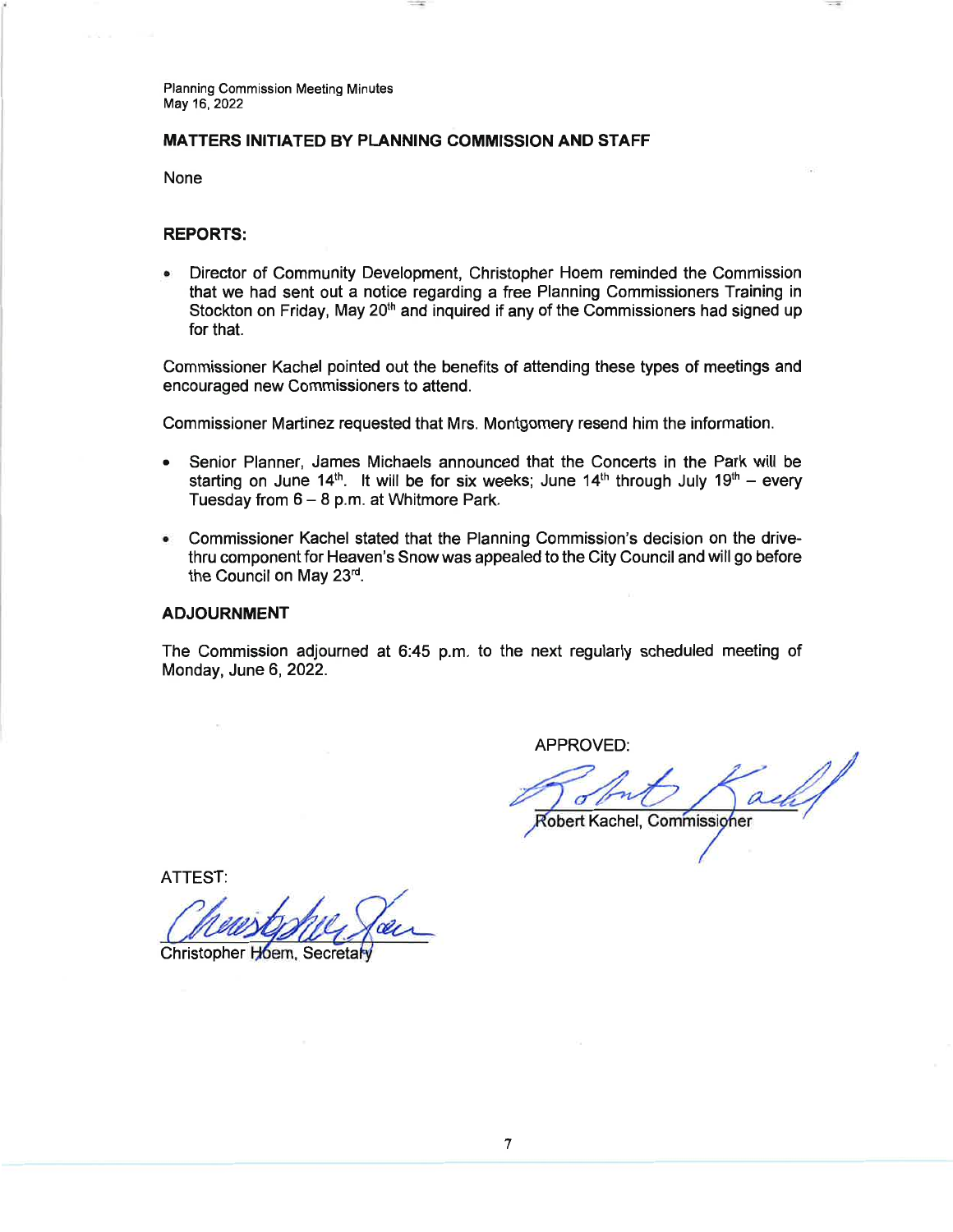Planning Commission Meeting Minutes
May 16, 2022

## MATTERS INITIATED BY PLANNING COMMISSION AND STAFF

None

## REPORTS:

- Director of Community Development, Christopher Hoem reminded the Commission that we had sent out a notice regarding a free Planning Commissioners Training in Stockton on Friday, May 20th and inquired if any of the Commissioners had signed up for that.

Commissioner Kachel pointed out the benefits of attending these types of meetings and encouraged new Commissioners to attend.

Commissioner Martinez requested that Mrs. Montgomery resend him the information.

- Senior Planner, James Michaels announced that the Concerts in the Park will be starting on June 14th. It will be for six weeks; June 14th through July 19th – every Tuesday from 6 – 8 p.m. at Whitmore Park.

- Commissioner Kachel stated that the Planning Commission's decision on the drive-thru component for Heaven's Snow was appealed to the City Council and will go before the Council on May 23rd.

## ADJOURNMENT

The Commission adjourned at 6:45 p.m. to the next regularly scheduled meeting of Monday, June 6, 2022.

APPROVED:

Robert Kachel, Commissioner

ATTEST:

Christopher Hoem, Secretary